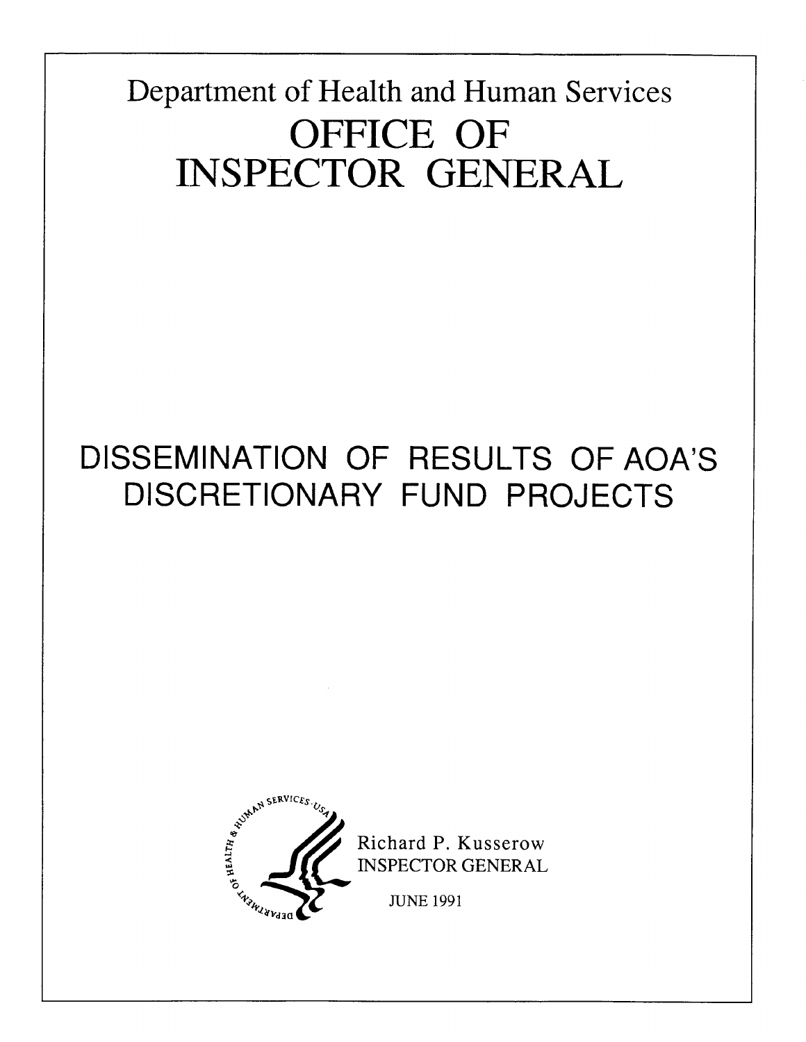Department of Health and Human Services

# OFFICE OF INSPECTOR GENERAL

# DISSEMINATION OF RESULTS OF AOA'S DISCRETIONARY FUND PROJECTS

Richard P. Kusserow
INSPECTOR GENERAL

JUNE 1991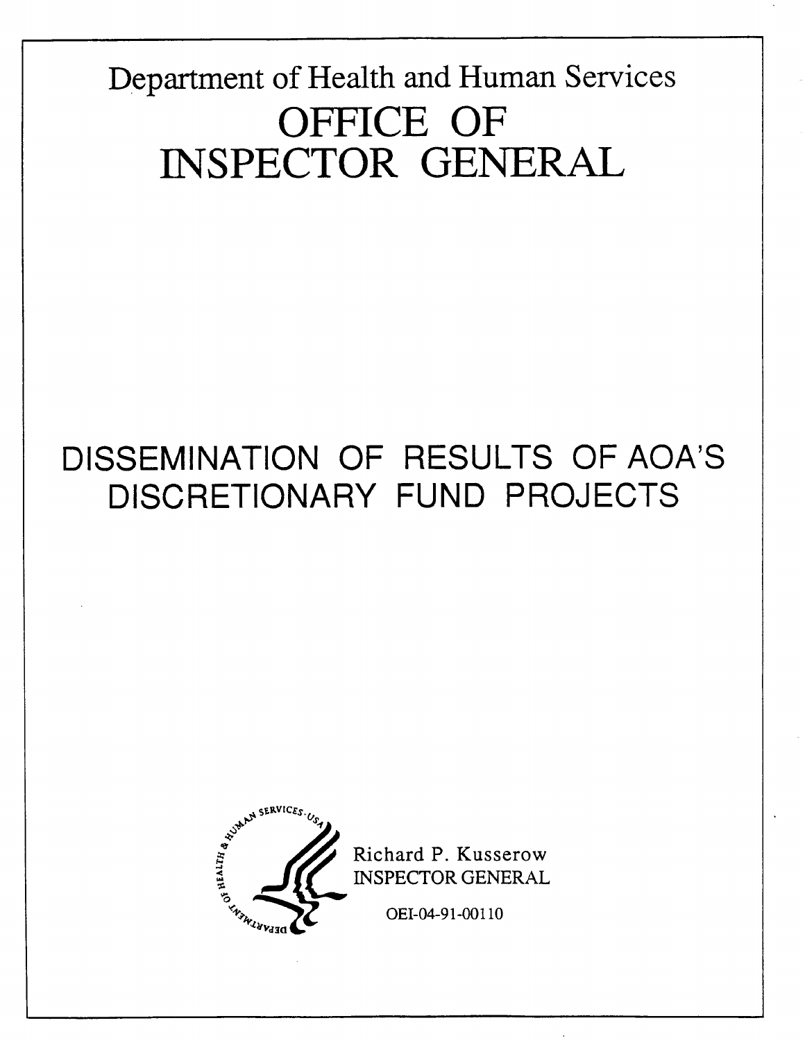Department of Health and Human Services

# OFFICE OF INSPECTOR GENERAL

# DISSEMINATION OF RESULTS OF AOA'S DISCRETIONARY FUND PROJECTS

Richard P. Kusserow
INSPECTOR GENERAL

OEI-04-91-00110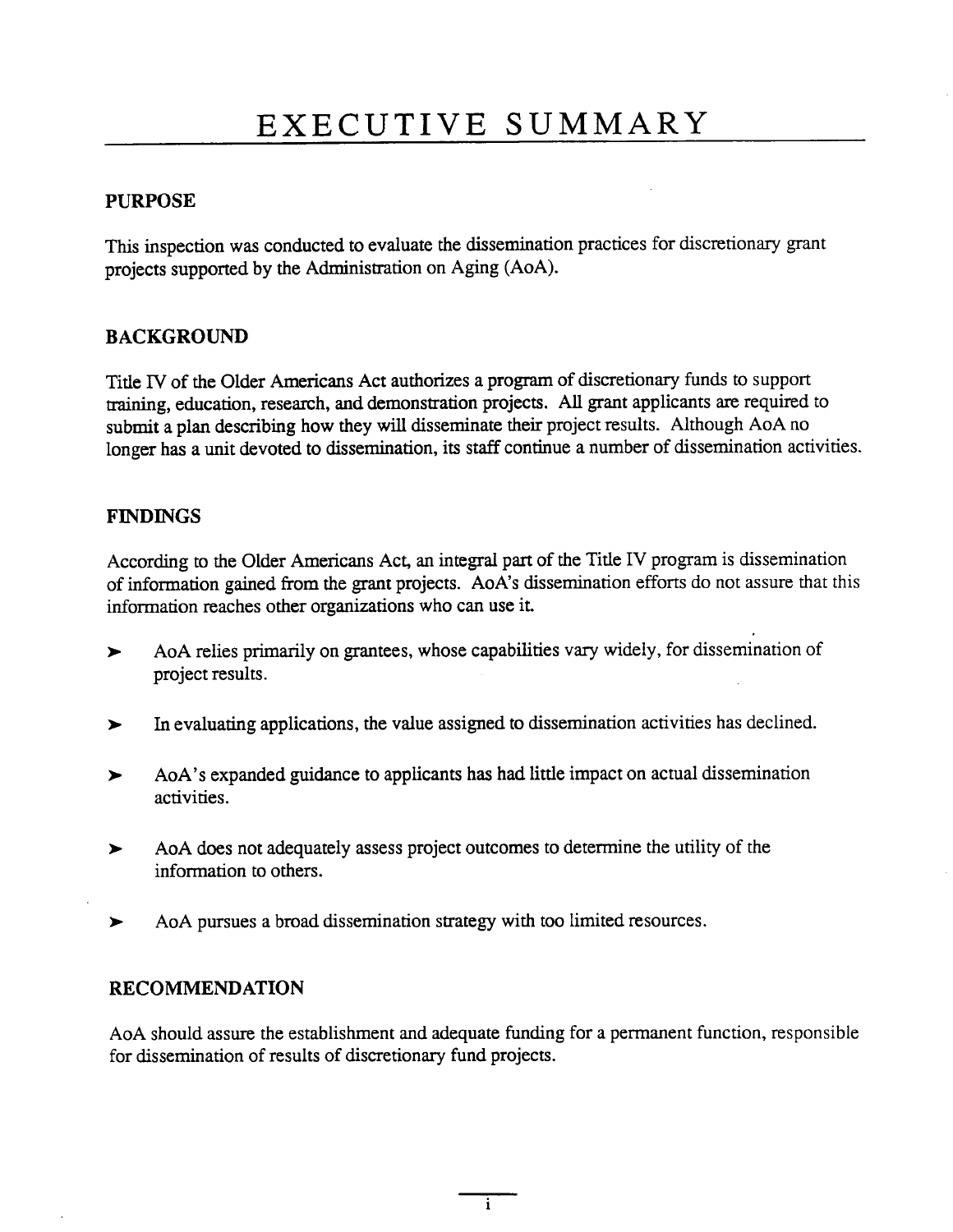# EXECUTIVE SUMMARY

## PURPOSE

This inspection was conducted to evaluate the dissemination practices for discretionary grant projects supported by the Administration on Aging (AoA).

## BACKGROUND

Title IV of the Older Americans Act authorizes a program of discretionary funds to support training, education, research, and demonstration projects. All grant applicants are required to submit a plan describing how they will disseminate their project results. Although AoA no longer has a unit devoted to dissemination, its staff continue a number of dissemination activities.

## FINDINGS

According to the Older Americans Act, an integral part of the Title IV program is dissemination of information gained from the grant projects. AoA's dissemination efforts do not assure that this information reaches other organizations who can use it.

- AoA relies primarily on grantees, whose capabilities vary widely, for dissemination of project results.
- In evaluating applications, the value assigned to dissemination activities has declined.
- AoA's expanded guidance to applicants has had little impact on actual dissemination activities.
- AoA does not adequately assess project outcomes to determine the utility of the information to others.
- AoA pursues a broad dissemination strategy with too limited resources.

## RECOMMENDATION

AoA should assure the establishment and adequate funding for a permanent function, responsible for dissemination of results of discretionary fund projects.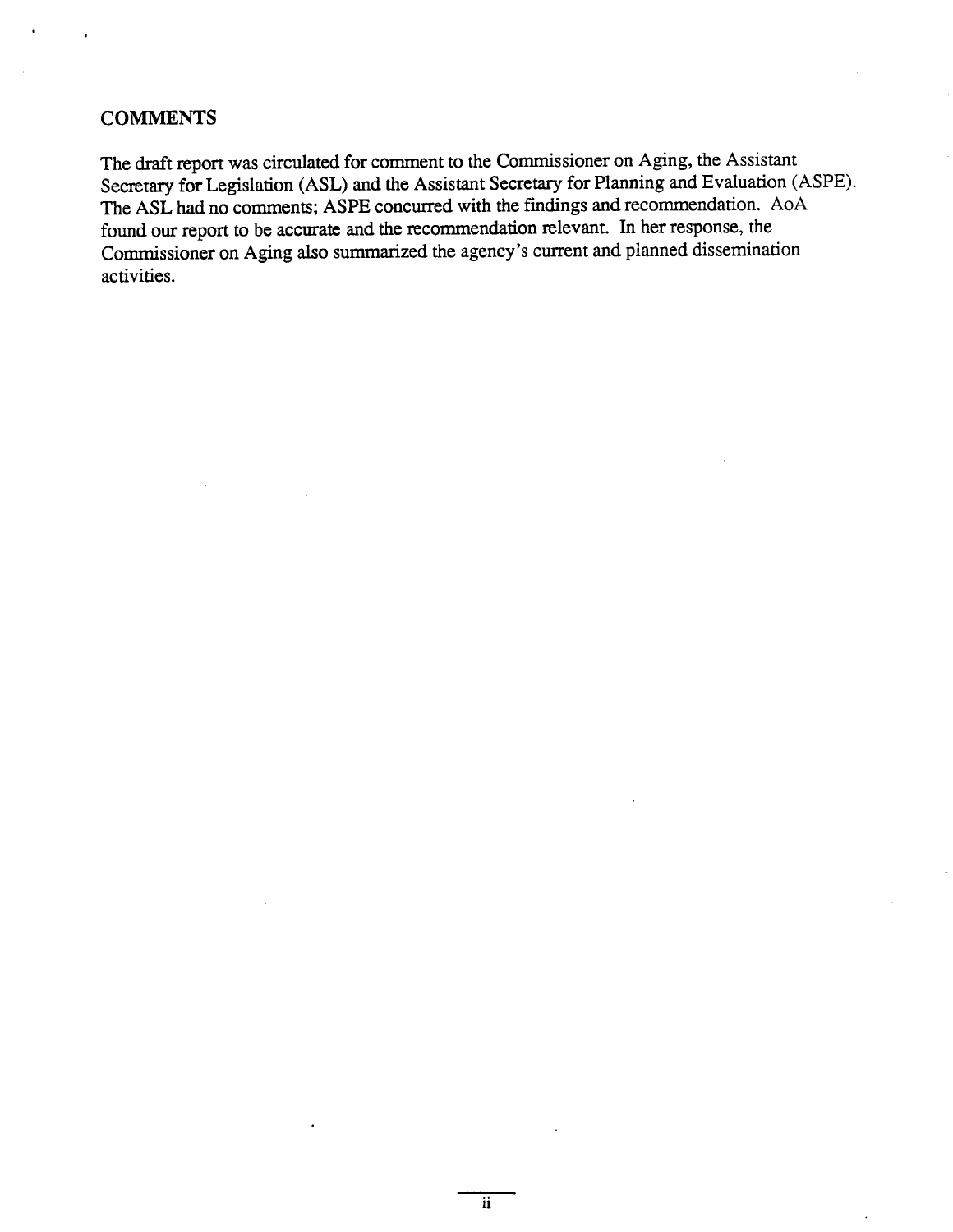## COMMENTS

The draft report was circulated for comment to the Commissioner on Aging, the Assistant Secretary for Legislation (ASL) and the Assistant Secretary for Planning and Evaluation (ASPE). The ASL had no comments; ASPE concurred with the findings and recommendation. AoA found our report to be accurate and the recommendation relevant. In her response, the Commissioner on Aging also summarized the agency's current and planned dissemination activities.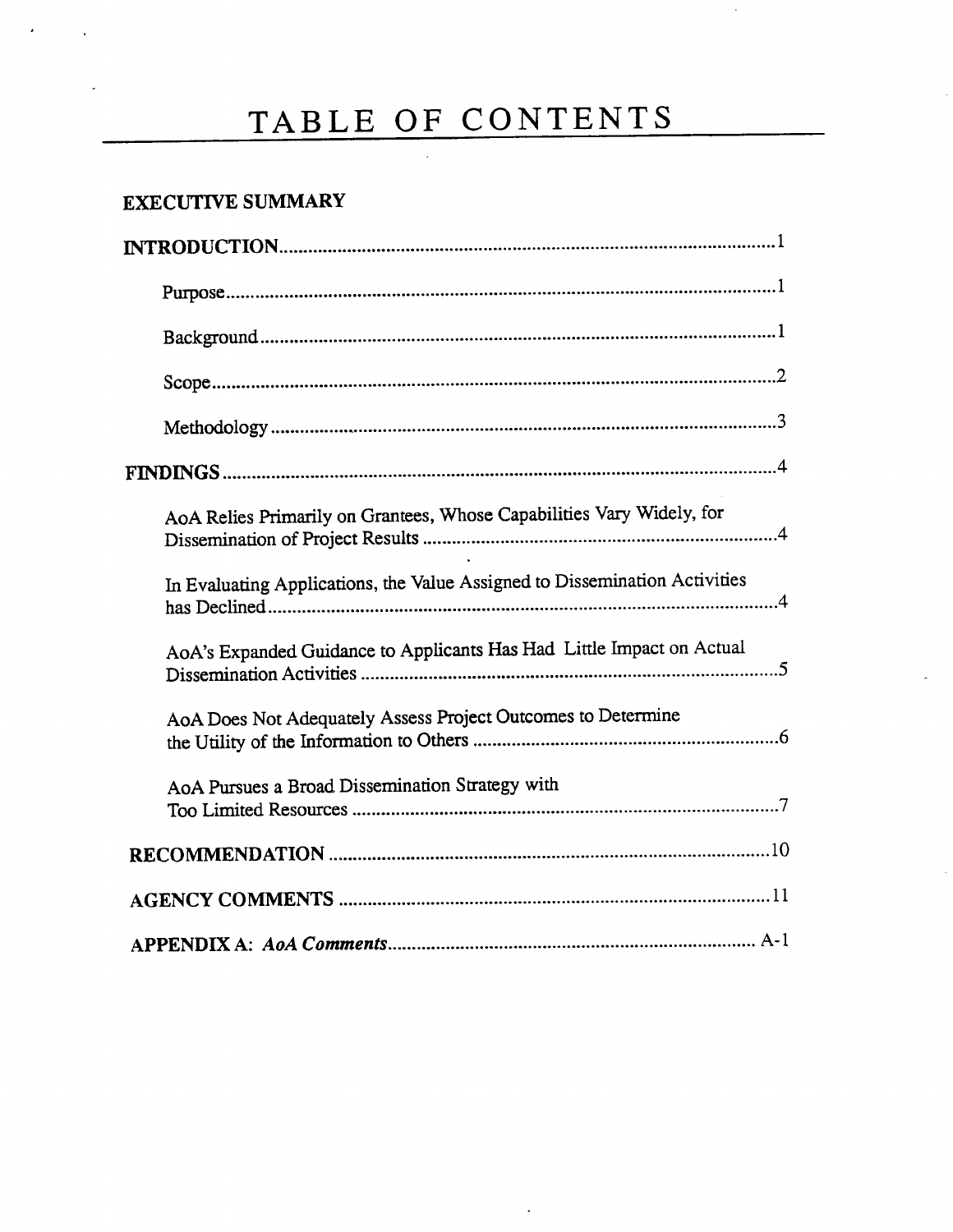# TABLE OF CONTENTS

**EXECUTIVE SUMMARY**

**INTRODUCTION** ..... 1

- Purpose ..... 1
- Background ..... 1
- Scope ..... 2
- Methodology ..... 3

**FINDINGS** ..... 4

- AoA Relies Primarily on Grantees, Whose Capabilities Vary Widely, for Dissemination of Project Results ..... 4
- In Evaluating Applications, the Value Assigned to Dissemination Activities has Declined ..... 4
- AoA's Expanded Guidance to Applicants Has Had Little Impact on Actual Dissemination Activities ..... 5
- AoA Does Not Adequately Assess Project Outcomes to Determine the Utility of the Information to Others ..... 6
- AoA Pursues a Broad Dissemination Strategy with Too Limited Resources ..... 7

**RECOMMENDATION** ..... 10

**AGENCY COMMENTS** ..... 11

**APPENDIX A:** ***AoA Comments*** ..... A-1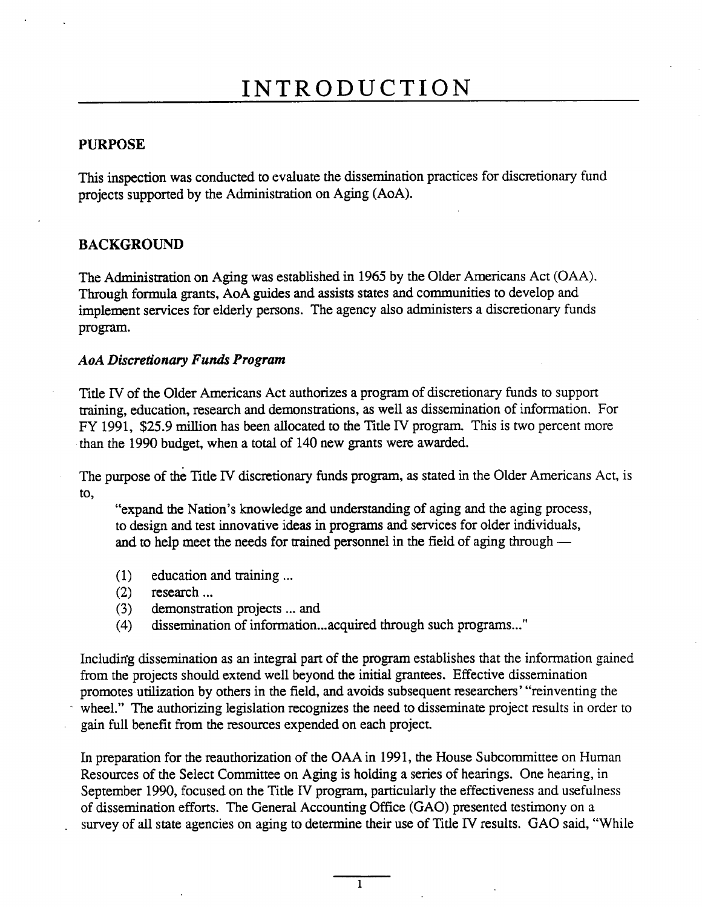# INTRODUCTION

## PURPOSE

This inspection was conducted to evaluate the dissemination practices for discretionary fund projects supported by the Administration on Aging (AoA).

## BACKGROUND

The Administration on Aging was established in 1965 by the Older Americans Act (OAA). Through formula grants, AoA guides and assists states and communities to develop and implement services for elderly persons. The agency also administers a discretionary funds program.

### *AoA Discretionary Funds Program*

Title IV of the Older Americans Act authorizes a program of discretionary funds to support training, education, research and demonstrations, as well as dissemination of information. For FY 1991, $25.9 million has been allocated to the Title IV program. This is two percent more than the 1990 budget, when a total of 140 new grants were awarded.

The purpose of the Title IV discretionary funds program, as stated in the Older Americans Act, is to,

> "expand the Nation's knowledge and understanding of aging and the aging process, to design and test innovative ideas in programs and services for older individuals, and to help meet the needs for trained personnel in the field of aging through —
>
> (1) education and training ...
> (2) research ...
> (3) demonstration projects ... and
> (4) dissemination of information...acquired through such programs..."

Including dissemination as an integral part of the program establishes that the information gained from the projects should extend well beyond the initial grantees. Effective dissemination promotes utilization by others in the field, and avoids subsequent researchers' "reinventing the wheel." The authorizing legislation recognizes the need to disseminate project results in order to gain full benefit from the resources expended on each project.

In preparation for the reauthorization of the OAA in 1991, the House Subcommittee on Human Resources of the Select Committee on Aging is holding a series of hearings. One hearing, in September 1990, focused on the Title IV program, particularly the effectiveness and usefulness of dissemination efforts. The General Accounting Office (GAO) presented testimony on a survey of all state agencies on aging to determine their use of Title IV results. GAO said, "While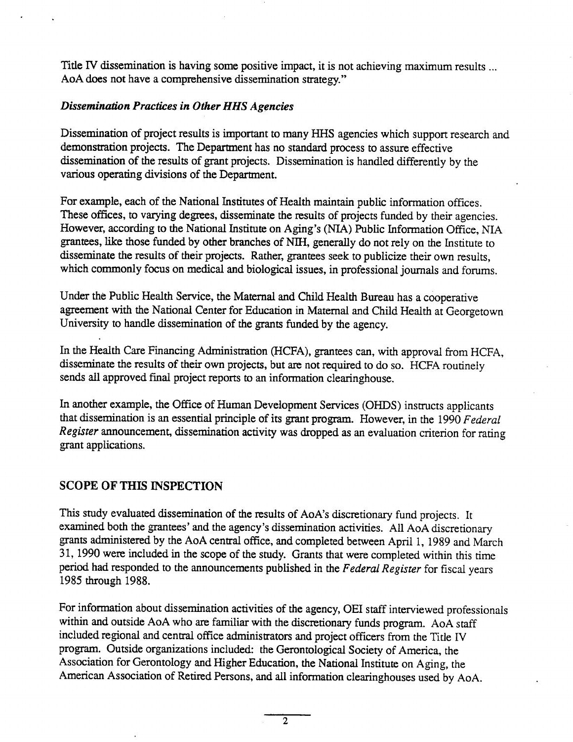Title IV dissemination is having some positive impact, it is not achieving maximum results ... AoA does not have a comprehensive dissemination strategy."

### *Dissemination Practices in Other HHS Agencies*

Dissemination of project results is important to many HHS agencies which support research and demonstration projects. The Department has no standard process to assure effective dissemination of the results of grant projects. Dissemination is handled differently by the various operating divisions of the Department.

For example, each of the National Institutes of Health maintain public information offices. These offices, to varying degrees, disseminate the results of projects funded by their agencies. However, according to the National Institute on Aging's (NIA) Public Information Office, NIA grantees, like those funded by other branches of NIH, generally do not rely on the Institute to disseminate the results of their projects. Rather, grantees seek to publicize their own results, which commonly focus on medical and biological issues, in professional journals and forums.

Under the Public Health Service, the Maternal and Child Health Bureau has a cooperative agreement with the National Center for Education in Maternal and Child Health at Georgetown University to handle dissemination of the grants funded by the agency.

In the Health Care Financing Administration (HCFA), grantees can, with approval from HCFA, disseminate the results of their own projects, but are not required to do so. HCFA routinely sends all approved final project reports to an information clearinghouse.

In another example, the Office of Human Development Services (OHDS) instructs applicants that dissemination is an essential principle of its grant program. However, in the 1990 *Federal Register* announcement, dissemination activity was dropped as an evaluation criterion for rating grant applications.

## SCOPE OF THIS INSPECTION

This study evaluated dissemination of the results of AoA's discretionary fund projects. It examined both the grantees' and the agency's dissemination activities. All AoA discretionary grants administered by the AoA central office, and completed between April 1, 1989 and March 31, 1990 were included in the scope of the study. Grants that were completed within this time period had responded to the announcements published in the *Federal Register* for fiscal years 1985 through 1988.

For information about dissemination activities of the agency, OEI staff interviewed professionals within and outside AoA who are familiar with the discretionary funds program. AoA staff included regional and central office administrators and project officers from the Title IV program. Outside organizations included: the Gerontological Society of America, the Association for Gerontology and Higher Education, the National Institute on Aging, the American Association of Retired Persons, and all information clearinghouses used by AoA.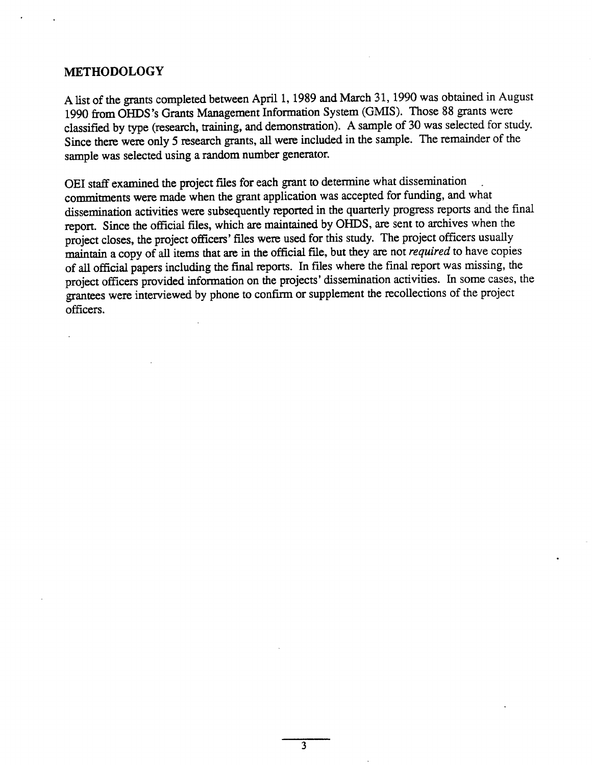## METHODOLOGY

A list of the grants completed between April 1, 1989 and March 31, 1990 was obtained in August 1990 from OHDS's Grants Management Information System (GMIS). Those 88 grants were classified by type (research, training, and demonstration). A sample of 30 was selected for study. Since there were only 5 research grants, all were included in the sample. The remainder of the sample was selected using a random number generator.

OEI staff examined the project files for each grant to determine what dissemination commitments were made when the grant application was accepted for funding, and what dissemination activities were subsequently reported in the quarterly progress reports and the final report. Since the official files, which are maintained by OHDS, are sent to archives when the project closes, the project officers' files were used for this study. The project officers usually maintain a copy of all items that are in the official file, but they are not *required* to have copies of all official papers including the final reports. In files where the final report was missing, the project officers provided information on the projects' dissemination activities. In some cases, the grantees were interviewed by phone to confirm or supplement the recollections of the project officers.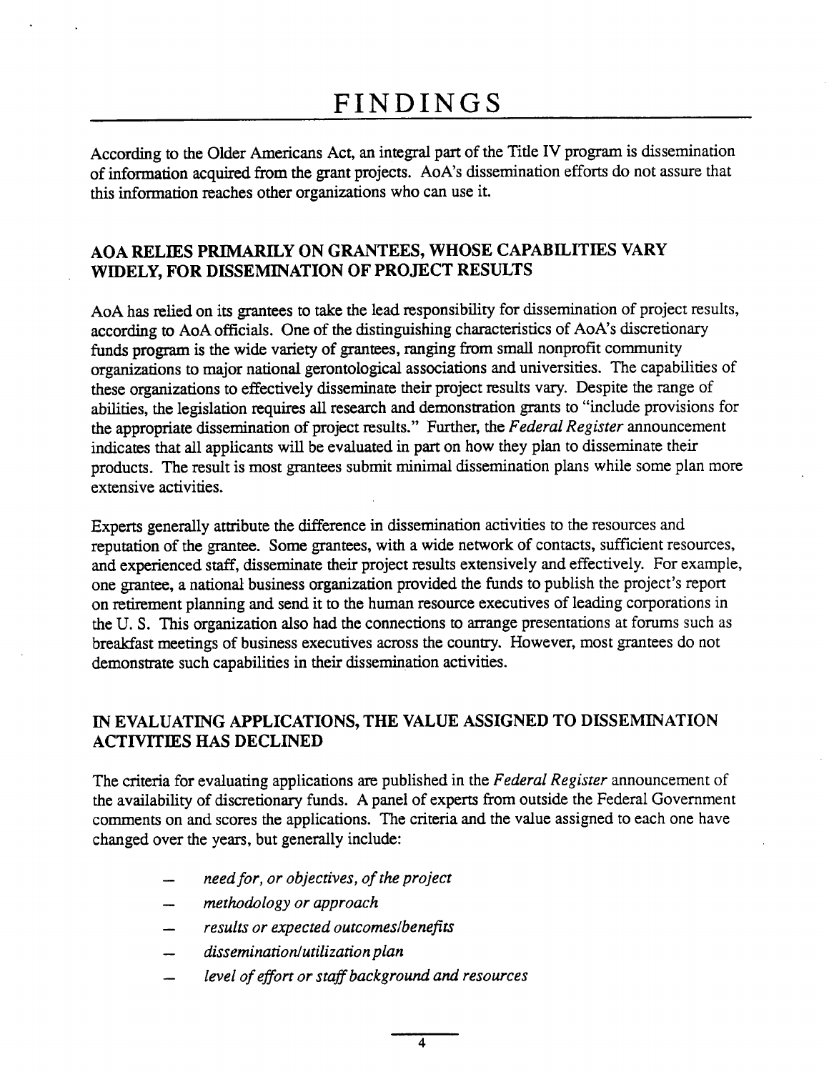# FINDINGS

According to the Older Americans Act, an integral part of the Title IV program is dissemination of information acquired from the grant projects. AoA's dissemination efforts do not assure that this information reaches other organizations who can use it.

## AOA RELIES PRIMARILY ON GRANTEES, WHOSE CAPABILITIES VARY WIDELY, FOR DISSEMINATION OF PROJECT RESULTS

AoA has relied on its grantees to take the lead responsibility for dissemination of project results, according to AoA officials. One of the distinguishing characteristics of AoA's discretionary funds program is the wide variety of grantees, ranging from small nonprofit community organizations to major national gerontological associations and universities. The capabilities of these organizations to effectively disseminate their project results vary. Despite the range of abilities, the legislation requires all research and demonstration grants to "include provisions for the appropriate dissemination of project results." Further, the *Federal Register* announcement indicates that all applicants will be evaluated in part on how they plan to disseminate their products. The result is most grantees submit minimal dissemination plans while some plan more extensive activities.

Experts generally attribute the difference in dissemination activities to the resources and reputation of the grantee. Some grantees, with a wide network of contacts, sufficient resources, and experienced staff, disseminate their project results extensively and effectively. For example, one grantee, a national business organization provided the funds to publish the project's report on retirement planning and send it to the human resource executives of leading corporations in the U. S. This organization also had the connections to arrange presentations at forums such as breakfast meetings of business executives across the country. However, most grantees do not demonstrate such capabilities in their dissemination activities.

## IN EVALUATING APPLICATIONS, THE VALUE ASSIGNED TO DISSEMINATION ACTIVITIES HAS DECLINED

The criteria for evaluating applications are published in the *Federal Register* announcement of the availability of discretionary funds. A panel of experts from outside the Federal Government comments on and scores the applications. The criteria and the value assigned to each one have changed over the years, but generally include:

- *need for, or objectives, of the project*
- *methodology or approach*
- *results or expected outcomes/benefits*
- *dissemination/utilization plan*
- *level of effort or staff background and resources*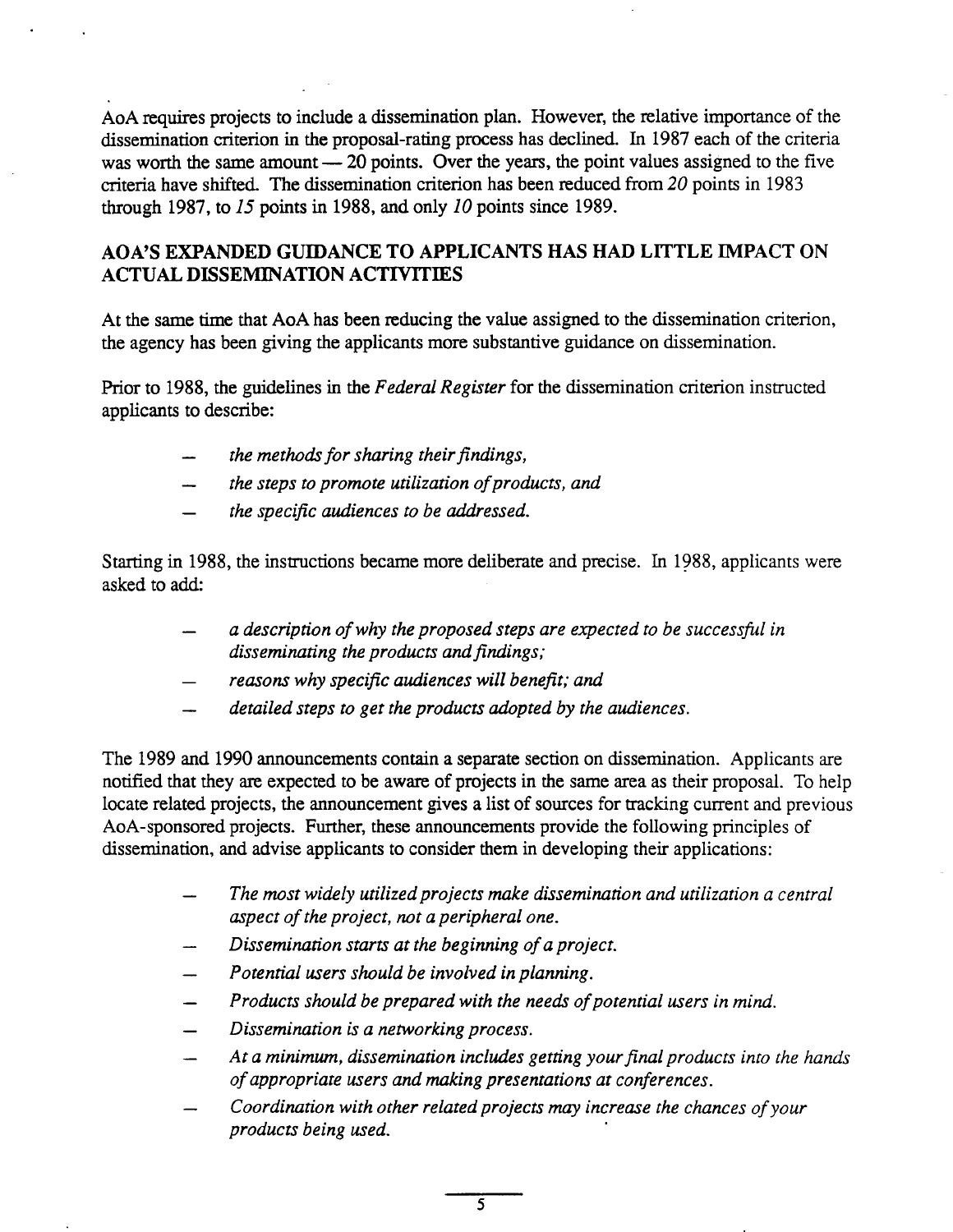AoA requires projects to include a dissemination plan. However, the relative importance of the dissemination criterion in the proposal-rating process has declined. In 1987 each of the criteria was worth the same amount — 20 points. Over the years, the point values assigned to the five criteria have shifted. The dissemination criterion has been reduced from *20* points in 1983 through 1987, to *15* points in 1988, and only *10* points since 1989.

## AOA'S EXPANDED GUIDANCE TO APPLICANTS HAS HAD LITTLE IMPACT ON ACTUAL DISSEMINATION ACTIVITIES

At the same time that AoA has been reducing the value assigned to the dissemination criterion, the agency has been giving the applicants more substantive guidance on dissemination.

Prior to 1988, the guidelines in the *Federal Register* for the dissemination criterion instructed applicants to describe:

- *the methods for sharing their findings,*
- *the steps to promote utilization of products, and*
- *the specific audiences to be addressed.*

Starting in 1988, the instructions became more deliberate and precise. In 1988, applicants were asked to add:

- *a description of why the proposed steps are expected to be successful in disseminating the products and findings;*
- *reasons why specific audiences will benefit; and*
- *detailed steps to get the products adopted by the audiences.*

The 1989 and 1990 announcements contain a separate section on dissemination. Applicants are notified that they are expected to be aware of projects in the same area as their proposal. To help locate related projects, the announcement gives a list of sources for tracking current and previous AoA-sponsored projects. Further, these announcements provide the following principles of dissemination, and advise applicants to consider them in developing their applications:

- *The most widely utilized projects make dissemination and utilization a central aspect of the project, not a peripheral one.*
- *Dissemination starts at the beginning of a project.*
- *Potential users should be involved in planning.*
- *Products should be prepared with the needs of potential users in mind.*
- *Dissemination is a networking process.*
- *At a minimum, dissemination includes getting your final products into the hands of appropriate users and making presentations at conferences.*
- *Coordination with other related projects may increase the chances of your products being used.*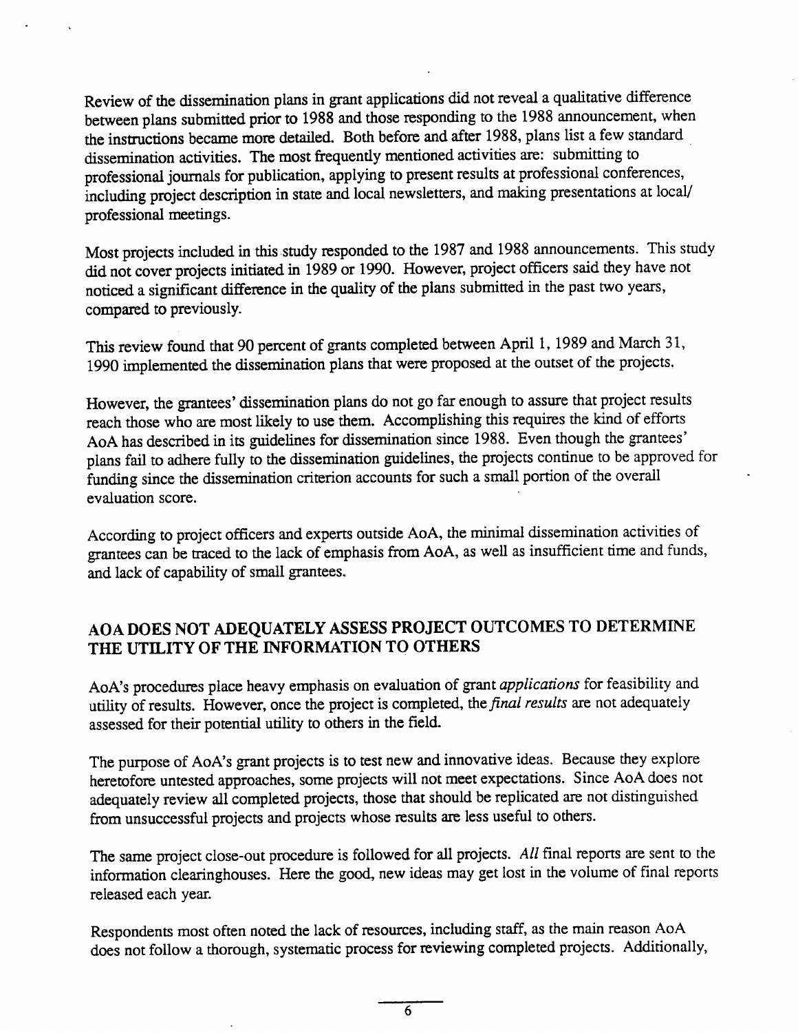Review of the dissemination plans in grant applications did not reveal a qualitative difference between plans submitted prior to 1988 and those responding to the 1988 announcement, when the instructions became more detailed. Both before and after 1988, plans list a few standard dissemination activities. The most frequently mentioned activities are: submitting to professional journals for publication, applying to present results at professional conferences, including project description in state and local newsletters, and making presentations at local/professional meetings.

Most projects included in this study responded to the 1987 and 1988 announcements. This study did not cover projects initiated in 1989 or 1990. However, project officers said they have not noticed a significant difference in the quality of the plans submitted in the past two years, compared to previously.

This review found that 90 percent of grants completed between April 1, 1989 and March 31, 1990 implemented the dissemination plans that were proposed at the outset of the projects.

However, the grantees' dissemination plans do not go far enough to assure that project results reach those who are most likely to use them. Accomplishing this requires the kind of efforts AoA has described in its guidelines for dissemination since 1988. Even though the grantees' plans fail to adhere fully to the dissemination guidelines, the projects continue to be approved for funding since the dissemination criterion accounts for such a small portion of the overall evaluation score.

According to project officers and experts outside AoA, the minimal dissemination activities of grantees can be traced to the lack of emphasis from AoA, as well as insufficient time and funds, and lack of capability of small grantees.

## AOA DOES NOT ADEQUATELY ASSESS PROJECT OUTCOMES TO DETERMINE THE UTILITY OF THE INFORMATION TO OTHERS

AoA's procedures place heavy emphasis on evaluation of grant *applications* for feasibility and utility of results. However, once the project is completed, the *final results* are not adequately assessed for their potential utility to others in the field.

The purpose of AoA's grant projects is to test new and innovative ideas. Because they explore heretofore untested approaches, some projects will not meet expectations. Since AoA does not adequately review all completed projects, those that should be replicated are not distinguished from unsuccessful projects and projects whose results are less useful to others.

The same project close-out procedure is followed for all projects. *All* final reports are sent to the information clearinghouses. Here the good, new ideas may get lost in the volume of final reports released each year.

Respondents most often noted the lack of resources, including staff, as the main reason AoA does not follow a thorough, systematic process for reviewing completed projects. Additionally,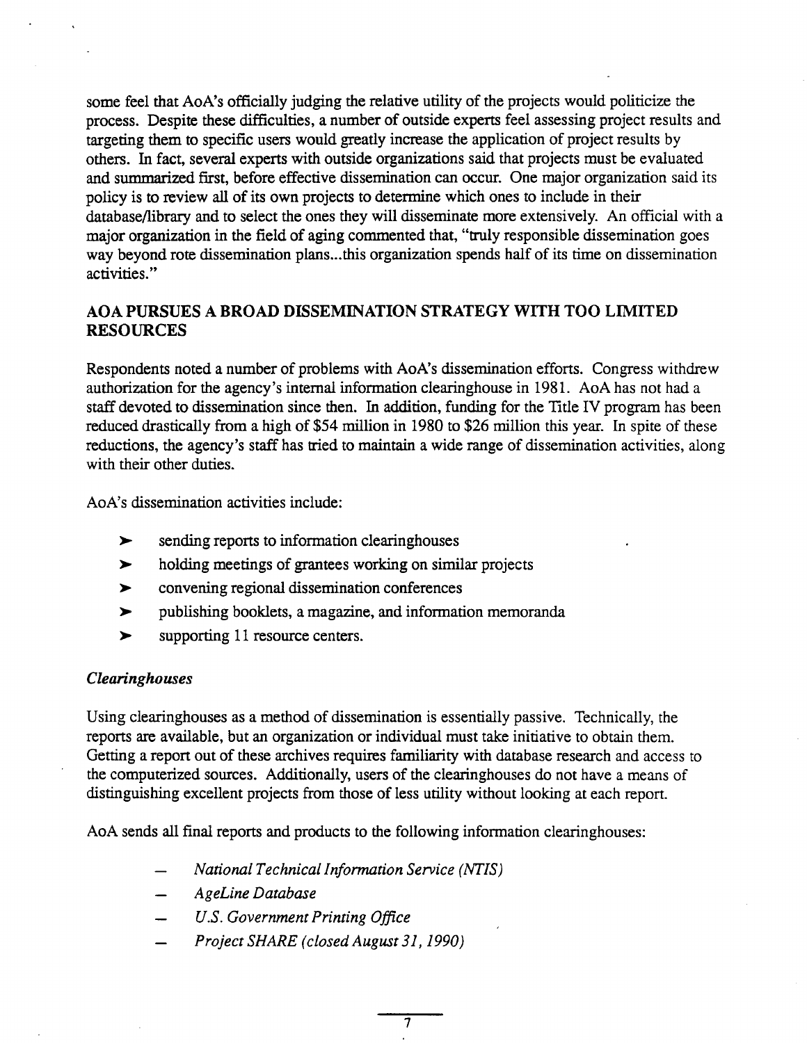some feel that AoA's officially judging the relative utility of the projects would politicize the process. Despite these difficulties, a number of outside experts feel assessing project results and targeting them to specific users would greatly increase the application of project results by others. In fact, several experts with outside organizations said that projects must be evaluated and summarized first, before effective dissemination can occur. One major organization said its policy is to review all of its own projects to determine which ones to include in their database/library and to select the ones they will disseminate more extensively. An official with a major organization in the field of aging commented that, "truly responsible dissemination goes way beyond rote dissemination plans...this organization spends half of its time on dissemination activities."

## AOA PURSUES A BROAD DISSEMINATION STRATEGY WITH TOO LIMITED RESOURCES

Respondents noted a number of problems with AoA's dissemination efforts. Congress withdrew authorization for the agency's internal information clearinghouse in 1981. AoA has not had a staff devoted to dissemination since then. In addition, funding for the Title IV program has been reduced drastically from a high of $54 million in 1980 to $26 million this year. In spite of these reductions, the agency's staff has tried to maintain a wide range of dissemination activities, along with their other duties.

AoA's dissemination activities include:

- sending reports to information clearinghouses
- holding meetings of grantees working on similar projects
- convening regional dissemination conferences
- publishing booklets, a magazine, and information memoranda
- supporting 11 resource centers.

### *Clearinghouses*

Using clearinghouses as a method of dissemination is essentially passive. Technically, the reports are available, but an organization or individual must take initiative to obtain them. Getting a report out of these archives requires familiarity with database research and access to the computerized sources. Additionally, users of the clearinghouses do not have a means of distinguishing excellent projects from those of less utility without looking at each report.

AoA sends all final reports and products to the following information clearinghouses:

- *National Technical Information Service (NTIS)*
- *AgeLine Database*
- *U.S. Government Printing Office*
- *Project SHARE (closed August 31, 1990)*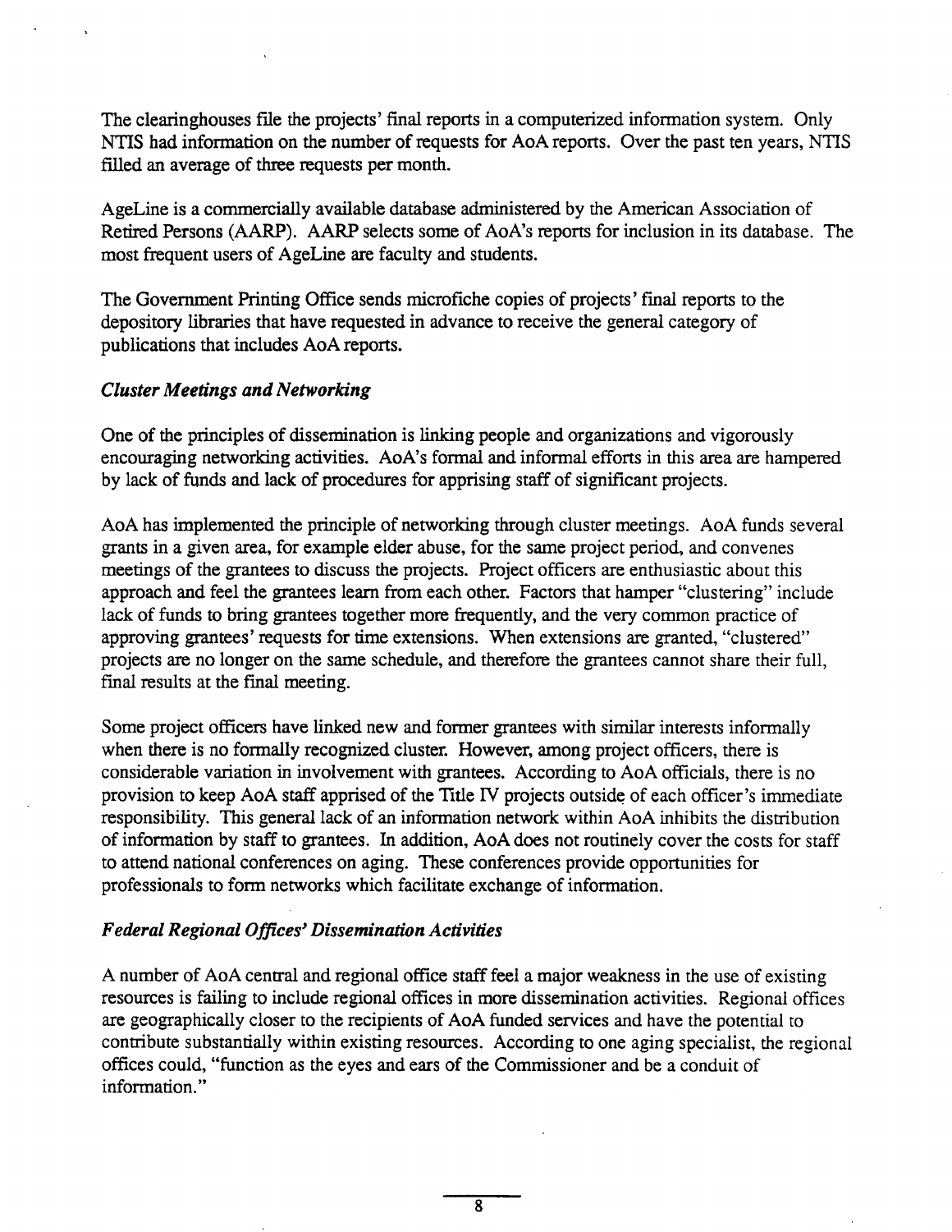The clearinghouses file the projects' final reports in a computerized information system. Only NTIS had information on the number of requests for AoA reports. Over the past ten years, NTIS filled an average of three requests per month.

AgeLine is a commercially available database administered by the American Association of Retired Persons (AARP). AARP selects some of AoA's reports for inclusion in its database. The most frequent users of AgeLine are faculty and students.

The Government Printing Office sends microfiche copies of projects' final reports to the depository libraries that have requested in advance to receive the general category of publications that includes AoA reports.

### *Cluster Meetings and Networking*

One of the principles of dissemination is linking people and organizations and vigorously encouraging networking activities. AoA's formal and informal efforts in this area are hampered by lack of funds and lack of procedures for apprising staff of significant projects.

AoA has implemented the principle of networking through cluster meetings. AoA funds several grants in a given area, for example elder abuse, for the same project period, and convenes meetings of the grantees to discuss the projects. Project officers are enthusiastic about this approach and feel the grantees learn from each other. Factors that hamper "clustering" include lack of funds to bring grantees together more frequently, and the very common practice of approving grantees' requests for time extensions. When extensions are granted, "clustered" projects are no longer on the same schedule, and therefore the grantees cannot share their full, final results at the final meeting.

Some project officers have linked new and former grantees with similar interests informally when there is no formally recognized cluster. However, among project officers, there is considerable variation in involvement with grantees. According to AoA officials, there is no provision to keep AoA staff apprised of the Title IV projects outside of each officer's immediate responsibility. This general lack of an information network within AoA inhibits the distribution of information by staff to grantees. In addition, AoA does not routinely cover the costs for staff to attend national conferences on aging. These conferences provide opportunities for professionals to form networks which facilitate exchange of information.

### *Federal Regional Offices' Dissemination Activities*

A number of AoA central and regional office staff feel a major weakness in the use of existing resources is failing to include regional offices in more dissemination activities. Regional offices are geographically closer to the recipients of AoA funded services and have the potential to contribute substantially within existing resources. According to one aging specialist, the regional offices could, "function as the eyes and ears of the Commissioner and be a conduit of information."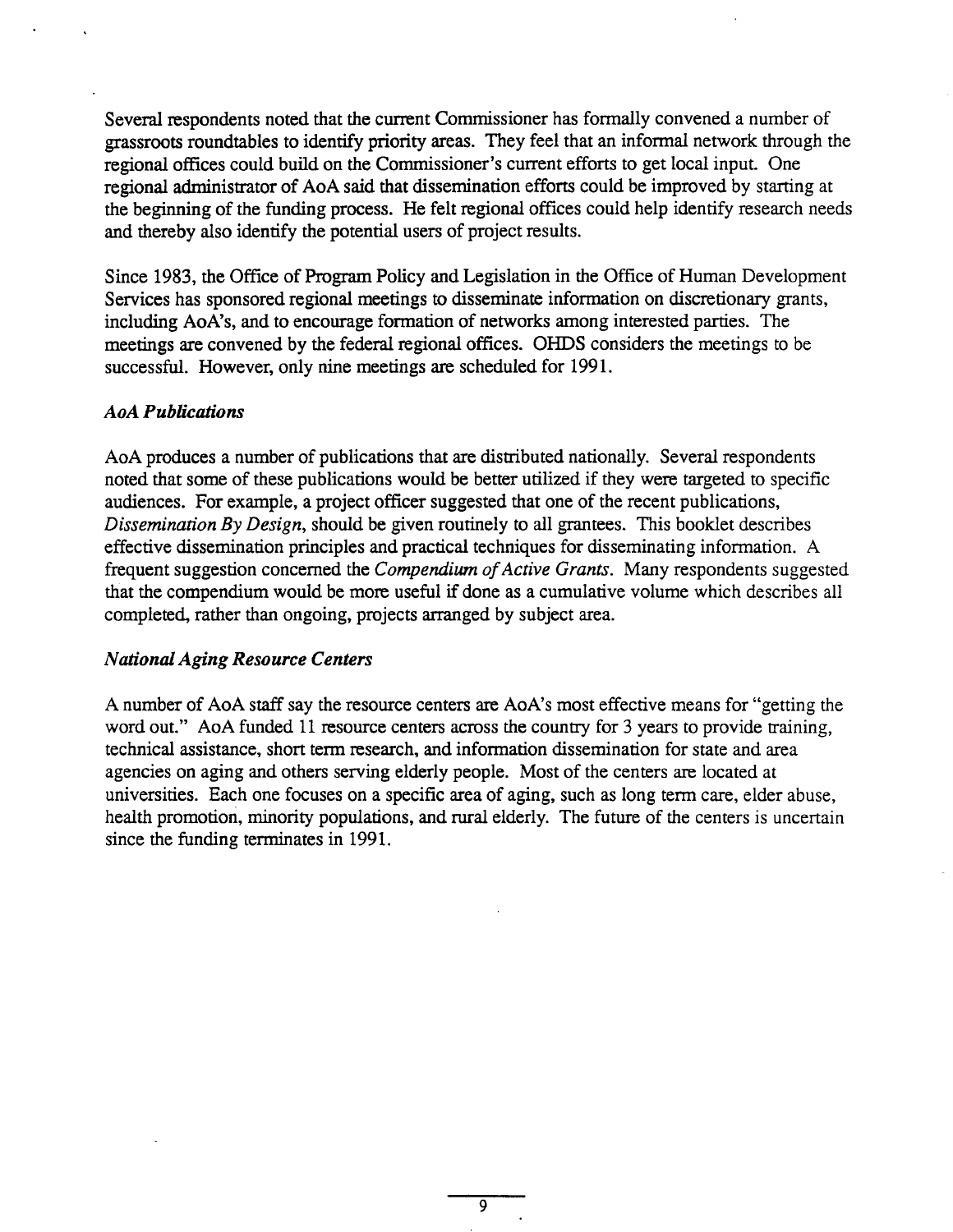Several respondents noted that the current Commissioner has formally convened a number of grassroots roundtables to identify priority areas. They feel that an informal network through the regional offices could build on the Commissioner's current efforts to get local input. One regional administrator of AoA said that dissemination efforts could be improved by starting at the beginning of the funding process. He felt regional offices could help identify research needs and thereby also identify the potential users of project results.

Since 1983, the Office of Program Policy and Legislation in the Office of Human Development Services has sponsored regional meetings to disseminate information on discretionary grants, including AoA's, and to encourage formation of networks among interested parties. The meetings are convened by the federal regional offices. OHDS considers the meetings to be successful. However, only nine meetings are scheduled for 1991.

### *AoA Publications*

AoA produces a number of publications that are distributed nationally. Several respondents noted that some of these publications would be better utilized if they were targeted to specific audiences. For example, a project officer suggested that one of the recent publications, *Dissemination By Design*, should be given routinely to all grantees. This booklet describes effective dissemination principles and practical techniques for disseminating information. A frequent suggestion concerned the *Compendium of Active Grants*. Many respondents suggested that the compendium would be more useful if done as a cumulative volume which describes all completed, rather than ongoing, projects arranged by subject area.

### *National Aging Resource Centers*

A number of AoA staff say the resource centers are AoA's most effective means for "getting the word out." AoA funded 11 resource centers across the country for 3 years to provide training, technical assistance, short term research, and information dissemination for state and area agencies on aging and others serving elderly people. Most of the centers are located at universities. Each one focuses on a specific area of aging, such as long term care, elder abuse, health promotion, minority populations, and rural elderly. The future of the centers is uncertain since the funding terminates in 1991.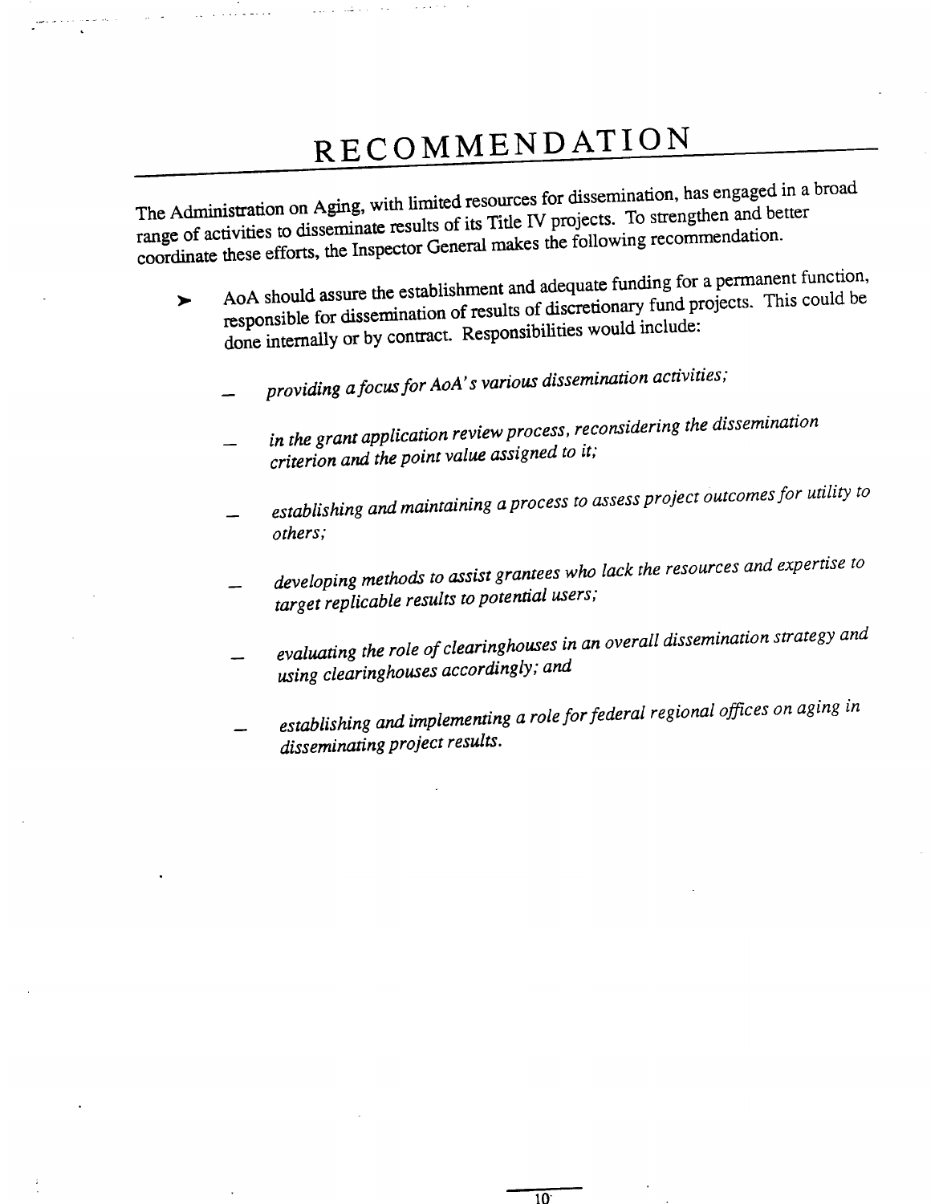# RECOMMENDATION

The Administration on Aging, with limited resources for dissemination, has engaged in a broad range of activities to disseminate results of its Title IV projects. To strengthen and better coordinate these efforts, the Inspector General makes the following recommendation.

- AoA should assure the establishment and adequate funding for a permanent function, responsible for dissemination of results of discretionary fund projects. This could be done internally or by contract. Responsibilities would include:

  - *providing a focus for AoA's various dissemination activities;*

  - *in the grant application review process, reconsidering the dissemination criterion and the point value assigned to it;*

  - *establishing and maintaining a process to assess project outcomes for utility to others;*

  - *developing methods to assist grantees who lack the resources and expertise to target replicable results to potential users;*

  - *evaluating the role of clearinghouses in an overall dissemination strategy and using clearinghouses accordingly; and*

  - *establishing and implementing a role for federal regional offices on aging in disseminating project results.*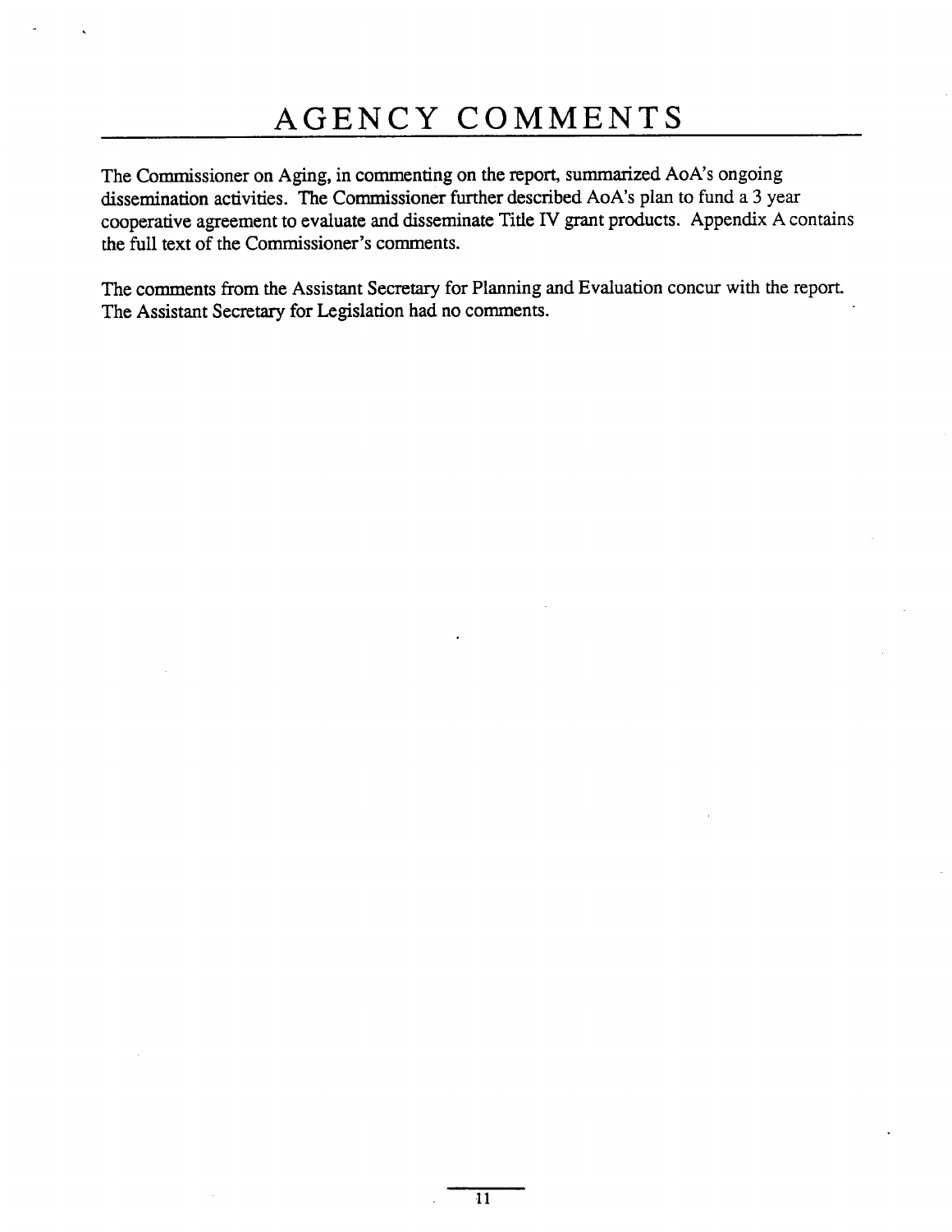# AGENCY COMMENTS

The Commissioner on Aging, in commenting on the report, summarized AoA's ongoing dissemination activities. The Commissioner further described AoA's plan to fund a 3 year cooperative agreement to evaluate and disseminate Title IV grant products. Appendix A contains the full text of the Commissioner's comments.

The comments from the Assistant Secretary for Planning and Evaluation concur with the report. The Assistant Secretary for Legislation had no comments.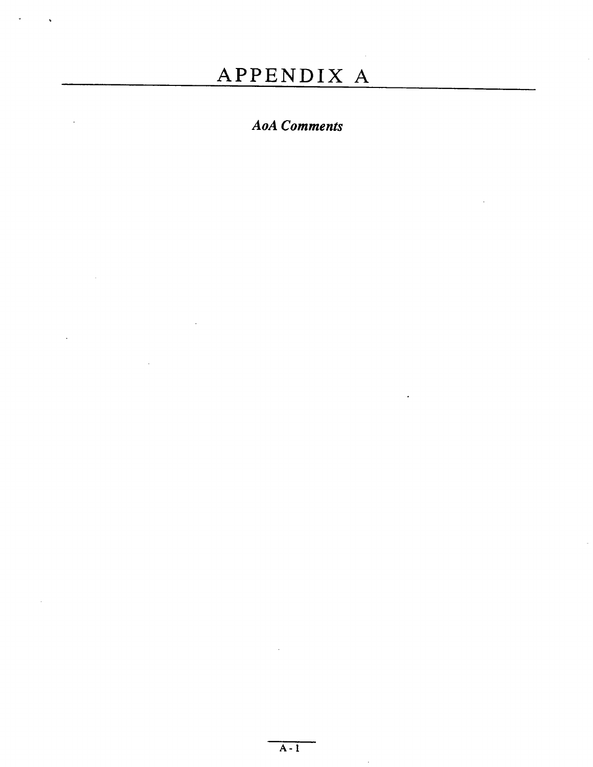# APPENDIX A

***AoA Comments***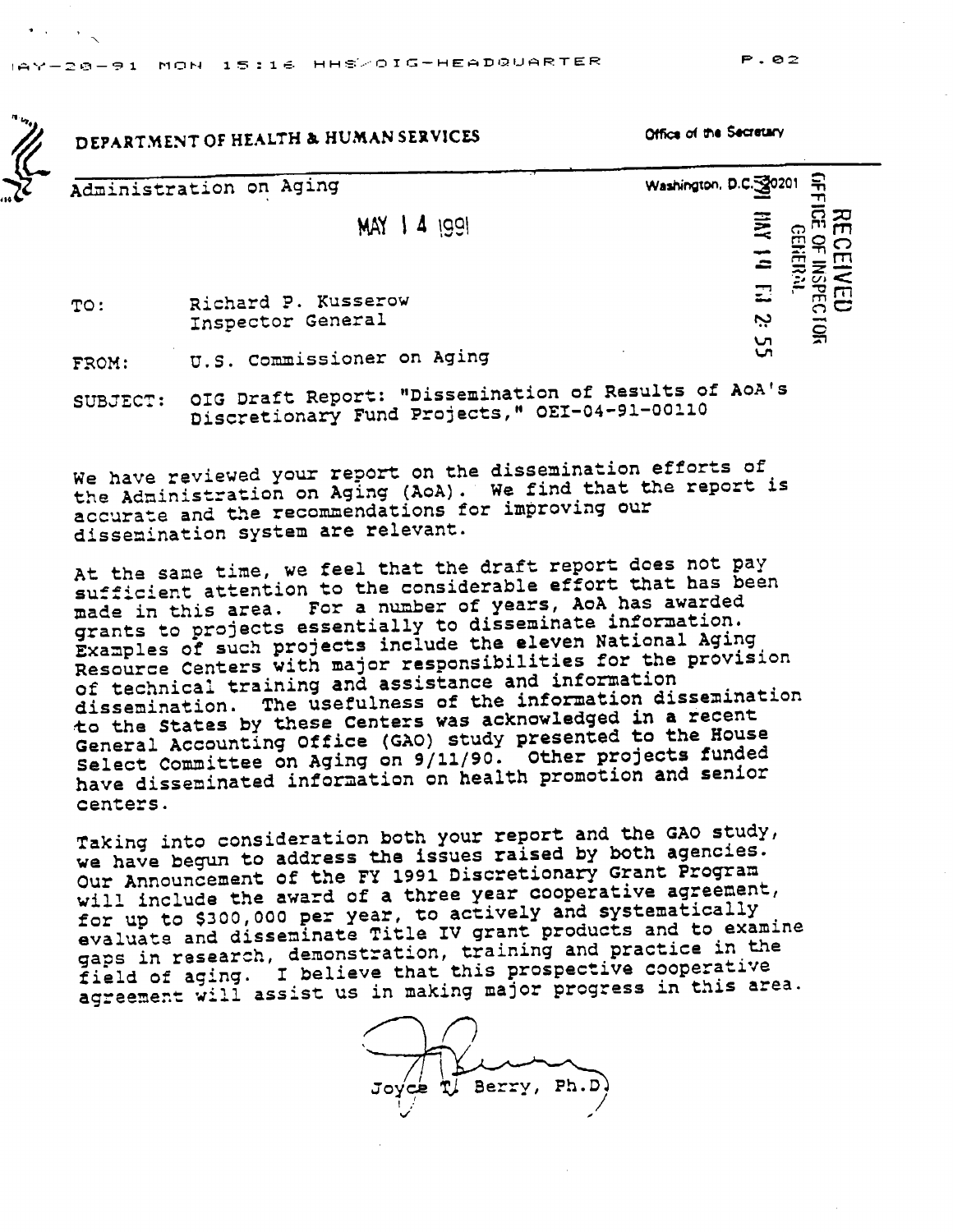DEPARTMENT OF HEALTH & HUMAN SERVICES

Office of the Secretary

Administration on Aging

Washington, D.C. 20201

MAY 14 1991

RECEIVED
OFFICE OF INSPECTOR GENERAL
1991 MAY 14 PM 2:55

TO: Richard P. Kusserow
Inspector General

FROM: U.S. Commissioner on Aging

SUBJECT: OIG Draft Report: "Dissemination of Results of AoA's Discretionary Fund Projects," OEI-04-91-00110

We have reviewed your report on the dissemination efforts of the Administration on Aging (AoA). We find that the report is accurate and the recommendations for improving our dissemination system are relevant.

At the same time, we feel that the draft report does not pay sufficient attention to the considerable effort that has been made in this area. For a number of years, AoA has awarded grants to projects essentially to disseminate information. Examples of such projects include the eleven National Aging Resource Centers with major responsibilities for the provision of technical training and assistance and information dissemination. The usefulness of the information dissemination to the States by these Centers was acknowledged in a recent General Accounting Office (GAO) study presented to the House Select Committee on Aging on 9/11/90. Other projects funded have disseminated information on health promotion and senior centers.

Taking into consideration both your report and the GAO study, we have begun to address the issues raised by both agencies. Our Announcement of the FY 1991 Discretionary Grant Program will include the award of a three year cooperative agreement, for up to $300,000 per year, to actively and systematically evaluate and disseminate Title IV grant products and to examine gaps in research, demonstration, training and practice in the field of aging. I believe that this prospective cooperative agreement will assist us in making major progress in this area.

Joyce T. Berry, Ph.D.